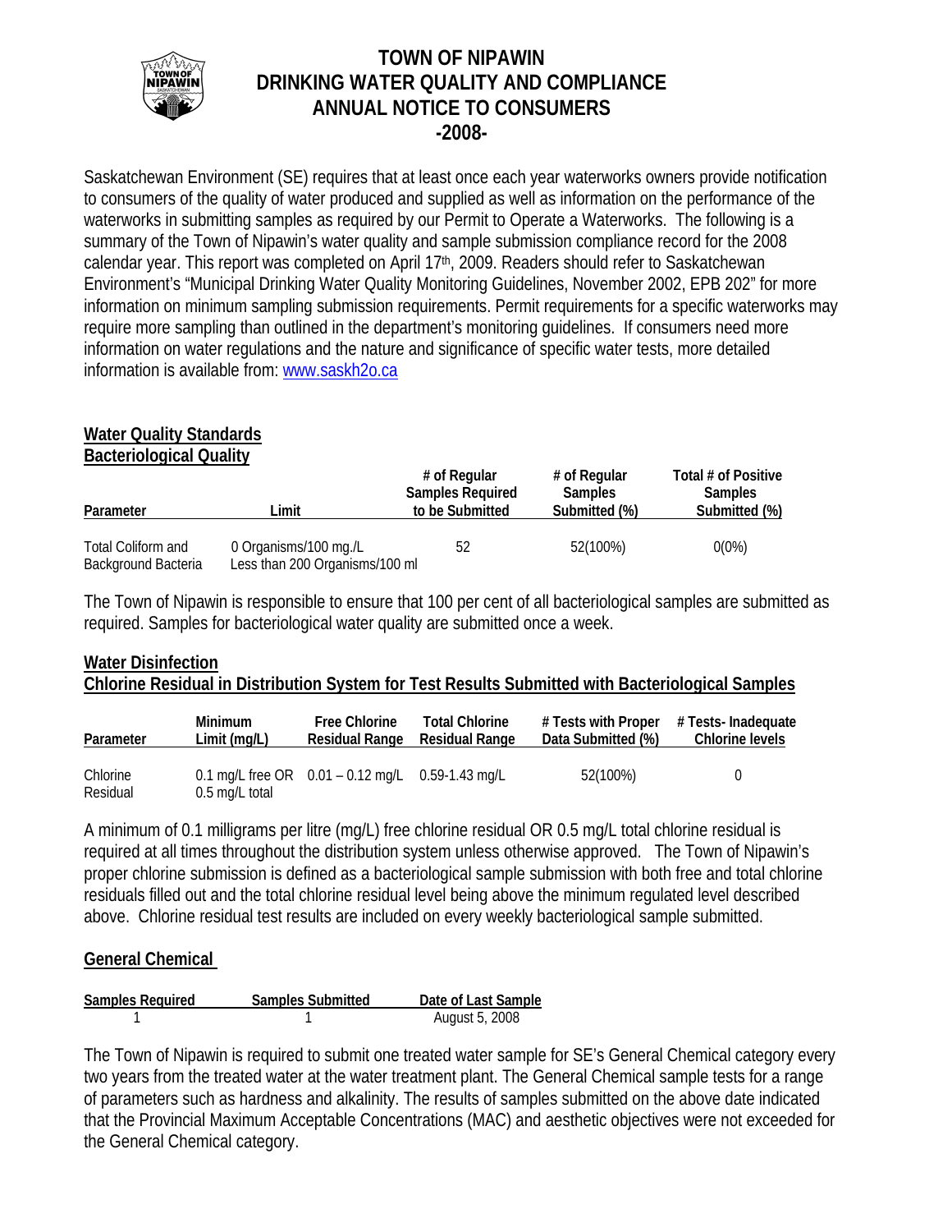# TOWN OF NIPAWIN
# DRINKING WATER QUALITY AND COMPLIANCE
# ANNUAL NOTICE TO CONSUMERS
# -2008-

Saskatchewan Environment (SE) requires that at least once each year waterworks owners provide notification to consumers of the quality of water produced and supplied as well as information on the performance of the waterworks in submitting samples as required by our Permit to Operate a Waterworks. The following is a summary of the Town of Nipawin's water quality and sample submission compliance record for the 2008 calendar year. This report was completed on April 17th, 2009. Readers should refer to Saskatchewan Environment's "Municipal Drinking Water Quality Monitoring Guidelines, November 2002, EPB 202" for more information on minimum sampling submission requirements. Permit requirements for a specific waterworks may require more sampling than outlined in the department's monitoring guidelines. If consumers need more information on water regulations and the nature and significance of specific water tests, more detailed information is available from: www.saskh2o.ca

## Water Quality Standards
### Bacteriological Quality

| Parameter | Limit | # of Regular Samples Required to be Submitted | # of Regular Samples Submitted (%) | Total # of Positive Samples Submitted (%) |
|---|---|---|---|---|
| Total Coliform and Background Bacteria | 0 Organisms/100 mg./L Less than 200 Organisms/100 ml | 52 | 52(100%) | 0(0%) |

The Town of Nipawin is responsible to ensure that 100 per cent of all bacteriological samples are submitted as required. Samples for bacteriological water quality are submitted once a week.

## Water Disinfection
### Chlorine Residual in Distribution System for Test Results Submitted with Bacteriological Samples

| Parameter | Minimum Limit (mg/L) | Free Chlorine Residual Range | Total Chlorine Residual Range | # Tests with Proper Data Submitted (%) | # Tests- Inadequate Chlorine levels |
|---|---|---|---|---|---|
| Chlorine Residual | 0.1 mg/L free OR 0.5 mg/L total | 0.01 – 0.12 mg/L | 0.59-1.43 mg/L | 52(100%) | 0 |

A minimum of 0.1 milligrams per litre (mg/L) free chlorine residual OR 0.5 mg/L total chlorine residual is required at all times throughout the distribution system unless otherwise approved. The Town of Nipawin's proper chlorine submission is defined as a bacteriological sample submission with both free and total chlorine residuals filled out and the total chlorine residual level being above the minimum regulated level described above. Chlorine residual test results are included on every weekly bacteriological sample submitted.

## General Chemical

| Samples Required | Samples Submitted | Date of Last Sample |
|---|---|---|
| 1 | 1 | August 5, 2008 |

The Town of Nipawin is required to submit one treated water sample for SE's General Chemical category every two years from the treated water at the water treatment plant. The General Chemical sample tests for a range of parameters such as hardness and alkalinity. The results of samples submitted on the above date indicated that the Provincial Maximum Acceptable Concentrations (MAC) and aesthetic objectives were not exceeded for the General Chemical category.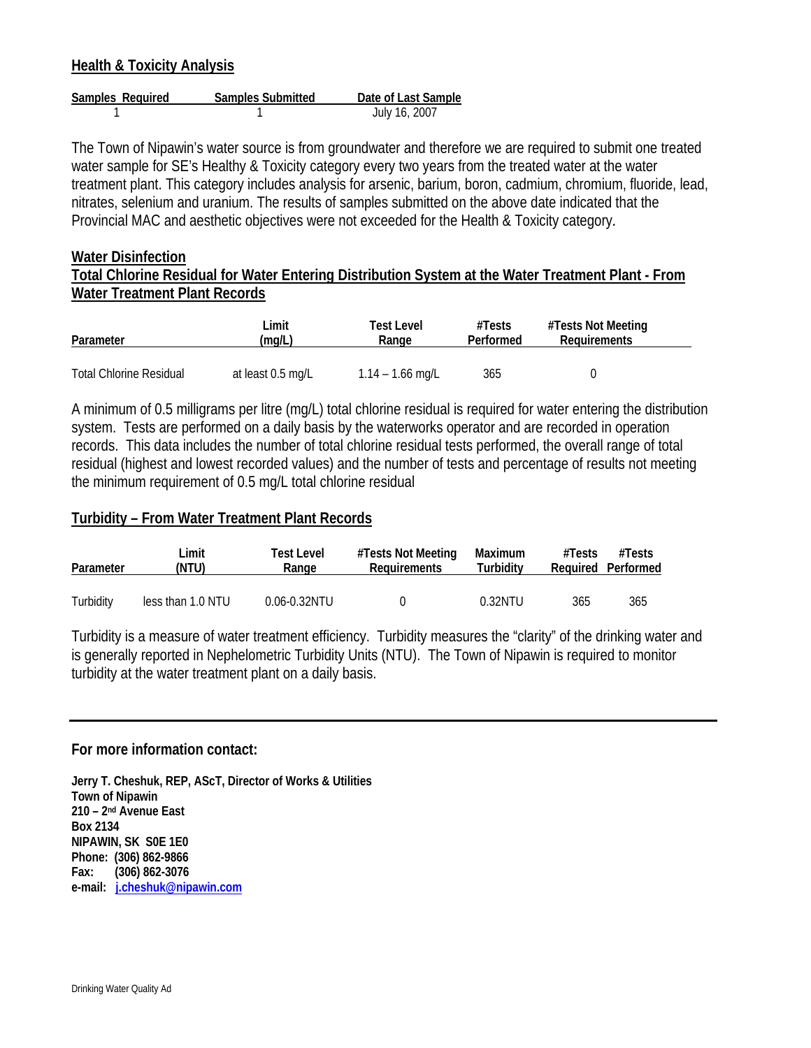## Health & Toxicity Analysis

| Samples Required | Samples Submitted | Date of Last Sample |
|---|---|---|
| 1 | 1 | July 16, 2007 |

The Town of Nipawin's water source is from groundwater and therefore we are required to submit one treated water sample for SE's Healthy & Toxicity category every two years from the treated water at the water treatment plant. This category includes analysis for arsenic, barium, boron, cadmium, chromium, fluoride, lead, nitrates, selenium and uranium. The results of samples submitted on the above date indicated that the Provincial MAC and aesthetic objectives were not exceeded for the Health & Toxicity category.

## Water Disinfection

## Total Chlorine Residual for Water Entering Distribution System at the Water Treatment Plant - From Water Treatment Plant Records

| Parameter | Limit (mg/L) | Test Level Range | #Tests Performed | #Tests Not Meeting Requirements |
|---|---|---|---|---|
| Total Chlorine Residual | at least 0.5 mg/L | 1.14 – 1.66 mg/L | 365 | 0 |

A minimum of 0.5 milligrams per litre (mg/L) total chlorine residual is required for water entering the distribution system. Tests are performed on a daily basis by the waterworks operator and are recorded in operation records. This data includes the number of total chlorine residual tests performed, the overall range of total residual (highest and lowest recorded values) and the number of tests and percentage of results not meeting the minimum requirement of 0.5 mg/L total chlorine residual

## Turbidity – From Water Treatment Plant Records

| Parameter | Limit (NTU) | Test Level Range | #Tests Not Meeting Requirements | Maximum Turbidity | #Tests Required | #Tests Performed |
|---|---|---|---|---|---|---|
| Turbidity | less than 1.0 NTU | 0.06-0.32NTU | 0 | 0.32NTU | 365 | 365 |

Turbidity is a measure of water treatment efficiency. Turbidity measures the "clarity" of the drinking water and is generally reported in Nephelometric Turbidity Units (NTU). The Town of Nipawin is required to monitor turbidity at the water treatment plant on a daily basis.

---

### For more information contact:

**Jerry T. Cheshuk, REP, AScT, Director of Works & Utilities**
**Town of Nipawin**
**210 – 2nd Avenue East**
**Box 2134**
**NIPAWIN, SK S0E 1E0**
**Phone: (306) 862-9866**
**Fax: (306) 862-3076**
**e-mail: j.cheshuk@nipawin.com**